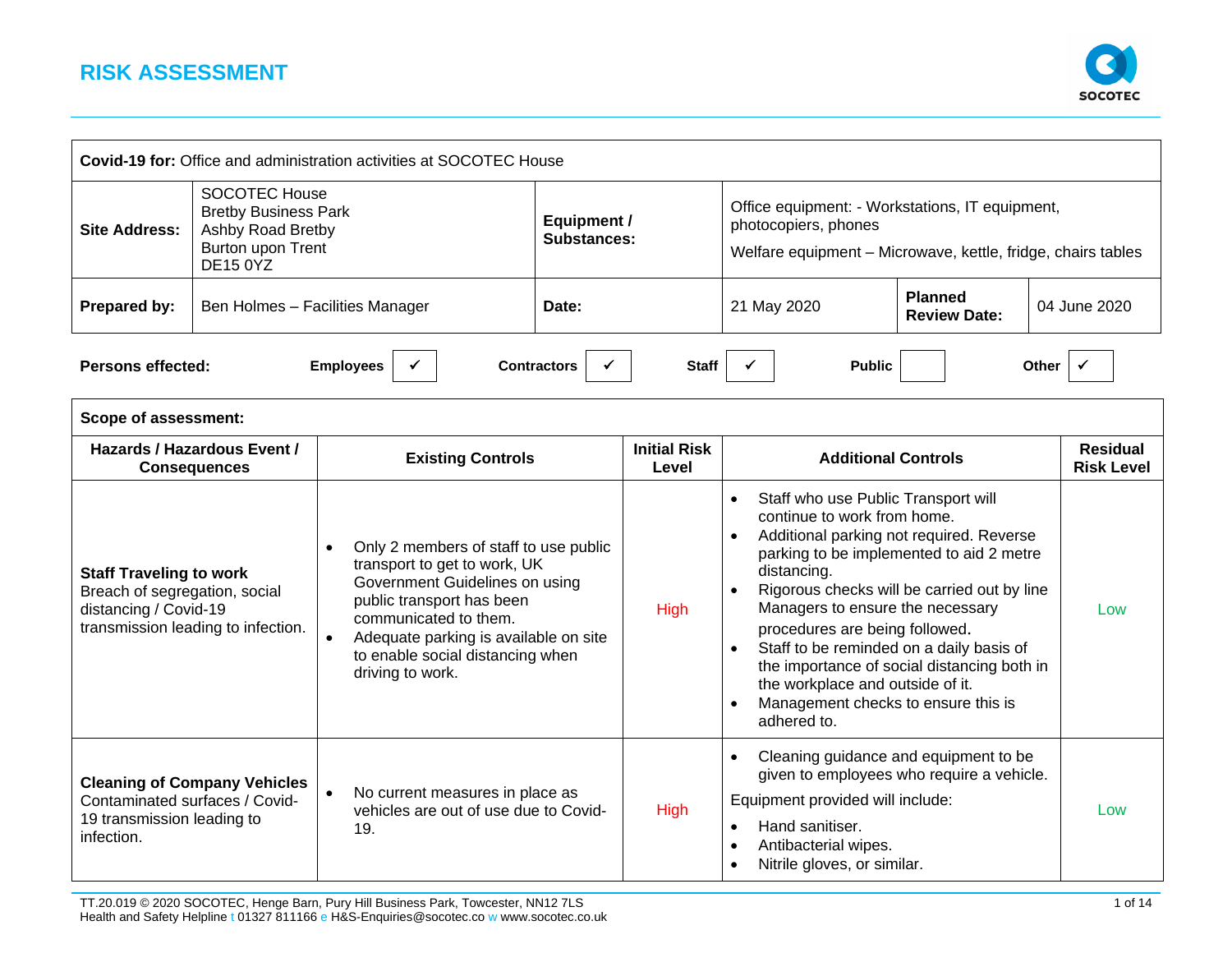# RISK ASSESSMENT

| **Covid-19 for:** Office and administration activities at SOCOTEC House | | | | | |
|---|---|---|---|---|---|
| **Site Address:** | SOCOTEC House<br>Bretby Business Park<br>Ashby Road Bretby<br>Burton upon Trent<br>DE15 0YZ | **Equipment / Substances:** | Office equipment: - Workstations, IT equipment, photocopiers, phones<br>Welfare equipment – Microwave, kettle, fridge, chairs tables | | |
| **Prepared by:** | Ben Holmes – Facilities Manager | **Date:** | 21 May 2020 | **Planned Review Date:** | 04 June 2020 |

| **Persons effected:** | **Employees** | **Contractors** | **Staff** | **Public** | **Other** |
|---|---|---|---|---|---|
| | ✓ | ✓ | ✓ | | ✓ |

**Scope of assessment:**

| Hazards / Hazardous Event / Consequences | Existing Controls | Initial Risk Level | Additional Controls | Residual Risk Level |
|---|---|---|---|---|
| **Staff Traveling to work**<br>Breach of segregation, social distancing / Covid-19 transmission leading to infection. | • Only 2 members of staff to use public transport to get to work, UK Government Guidelines on using public transport has been communicated to them.<br>• Adequate parking is available on site to enable social distancing when driving to work. | High | • Staff who use Public Transport will continue to work from home.<br>• Additional parking not required. Reverse parking to be implemented to aid 2 metre distancing.<br>• Rigorous checks will be carried out by line Managers to ensure the necessary procedures are being followed.<br>• Staff to be reminded on a daily basis of the importance of social distancing both in the workplace and outside of it.<br>• Management checks to ensure this is adhered to. | Low |
| **Cleaning of Company Vehicles**<br>Contaminated surfaces / Covid-19 transmission leading to infection. | • No current measures in place as vehicles are out of use due to Covid-19. | High | • Cleaning guidance and equipment to be given to employees who require a vehicle.<br>Equipment provided will include:<br>• Hand sanitiser.<br>• Antibacterial wipes.<br>• Nitrile gloves, or similar. | Low |

TT.20.019 © 2020 SOCOTEC, Henge Barn, Pury Hill Business Park, Towcester, NN12 7LS
Health and Safety Helpline t 01327 811166 e H&S-Enquiries@socotec.co w www.socotec.co.uk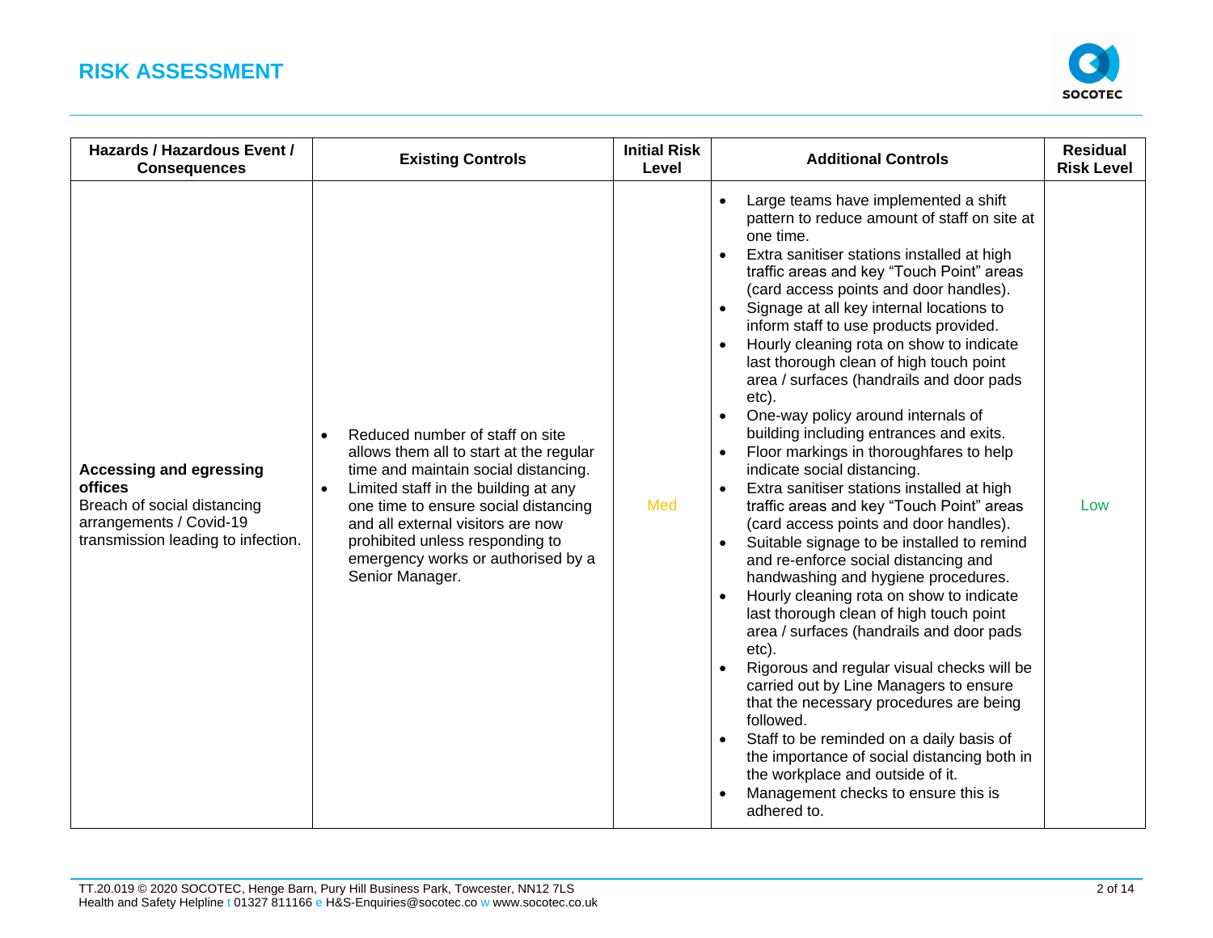# RISK ASSESSMENT

| Hazards / Hazardous Event / Consequences | Existing Controls | Initial Risk Level | Additional Controls | Residual Risk Level |
|---|---|---|---|---|
| **Accessing and egressing offices**<br>Breach of social distancing arrangements / Covid-19 transmission leading to infection. | • Reduced number of staff on site allows them all to start at the regular time and maintain social distancing.<br>• Limited staff in the building at any one time to ensure social distancing and all external visitors are now prohibited unless responding to emergency works or authorised by a Senior Manager. | Med | • Large teams have implemented a shift pattern to reduce amount of staff on site at one time.<br>• Extra sanitiser stations installed at high traffic areas and key "Touch Point" areas (card access points and door handles).<br>• Signage at all key internal locations to inform staff to use products provided.<br>• Hourly cleaning rota on show to indicate last thorough clean of high touch point area / surfaces (handrails and door pads etc).<br>• One-way policy around internals of building including entrances and exits.<br>• Floor markings in thoroughfares to help indicate social distancing.<br>• Extra sanitiser stations installed at high traffic areas and key "Touch Point" areas (card access points and door handles).<br>• Suitable signage to be installed to remind and re-enforce social distancing and handwashing and hygiene procedures.<br>• Hourly cleaning rota on show to indicate last thorough clean of high touch point area / surfaces (handrails and door pads etc).<br>• Rigorous and regular visual checks will be carried out by Line Managers to ensure that the necessary procedures are being followed.<br>• Staff to be reminded on a daily basis of the importance of social distancing both in the workplace and outside of it.<br>• Management checks to ensure this is adhered to. | Low |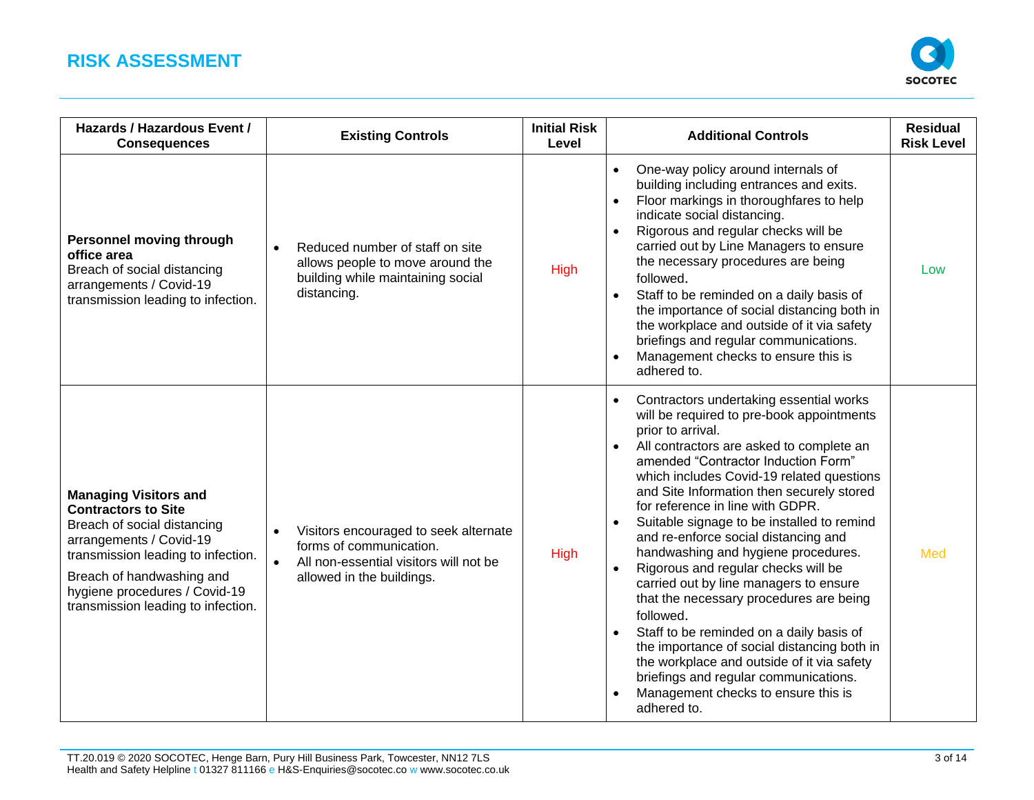# RISK ASSESSMENT

| Hazards / Hazardous Event / Consequences | Existing Controls | Initial Risk Level | Additional Controls | Residual Risk Level |
|---|---|---|---|---|
| **Personnel moving through office area**<br>Breach of social distancing arrangements / Covid-19 transmission leading to infection. | • Reduced number of staff on site allows people to move around the building while maintaining social distancing. | High | • One-way policy around internals of building including entrances and exits.<br>• Floor markings in thoroughfares to help indicate social distancing.<br>• Rigorous and regular checks will be carried out by Line Managers to ensure the necessary procedures are being followed.<br>• Staff to be reminded on a daily basis of the importance of social distancing both in the workplace and outside of it via safety briefings and regular communications.<br>• Management checks to ensure this is adhered to. | Low |
| **Managing Visitors and Contractors to Site**<br>Breach of social distancing arrangements / Covid-19 transmission leading to infection.<br>Breach of handwashing and hygiene procedures / Covid-19 transmission leading to infection. | • Visitors encouraged to seek alternate forms of communication.<br>• All non-essential visitors will not be allowed in the buildings. | High | • Contractors undertaking essential works will be required to pre-book appointments prior to arrival.<br>• All contractors are asked to complete an amended "Contractor Induction Form" which includes Covid-19 related questions and Site Information then securely stored for reference in line with GDPR.<br>• Suitable signage to be installed to remind and re-enforce social distancing and handwashing and hygiene procedures.<br>• Rigorous and regular checks will be carried out by line managers to ensure that the necessary procedures are being followed.<br>• Staff to be reminded on a daily basis of the importance of social distancing both in the workplace and outside of it via safety briefings and regular communications.<br>• Management checks to ensure this is adhered to. | Med |

TT.20.019 © 2020 SOCOTEC, Henge Barn, Pury Hill Business Park, Towcester, NN12 7LS
Health and Safety Helpline t 01327 811166 e H&S-Enquiries@socotec.co w www.socotec.co.uk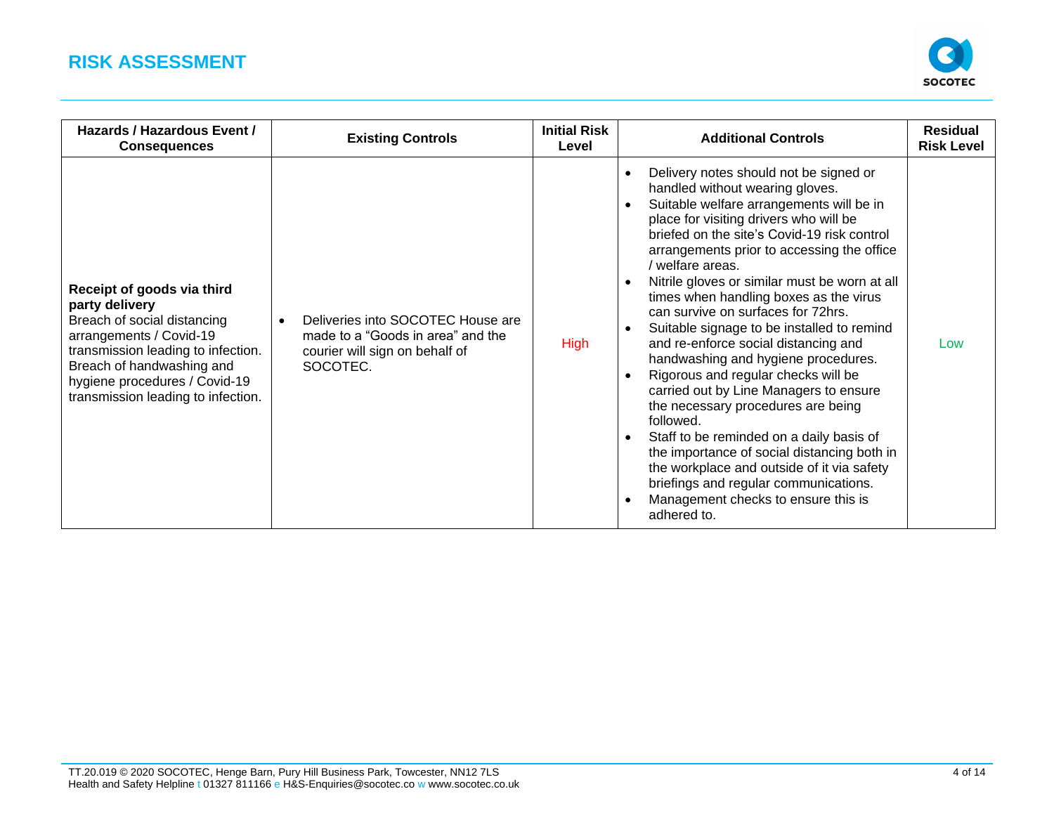# RISK ASSESSMENT

| Hazards / Hazardous Event / Consequences | Existing Controls | Initial Risk Level | Additional Controls | Residual Risk Level |
|---|---|---|---|---|
| **Receipt of goods via third party delivery**<br>Breach of social distancing arrangements / Covid-19 transmission leading to infection. Breach of handwashing and hygiene procedures / Covid-19 transmission leading to infection. | • Deliveries into SOCOTEC House are made to a "Goods in area" and the courier will sign on behalf of SOCOTEC. | High | • Delivery notes should not be signed or handled without wearing gloves.<br>• Suitable welfare arrangements will be in place for visiting drivers who will be briefed on the site's Covid-19 risk control arrangements prior to accessing the office / welfare areas.<br>• Nitrile gloves or similar must be worn at all times when handling boxes as the virus can survive on surfaces for 72hrs.<br>• Suitable signage to be installed to remind and re-enforce social distancing and handwashing and hygiene procedures.<br>• Rigorous and regular checks will be carried out by Line Managers to ensure the necessary procedures are being followed.<br>• Staff to be reminded on a daily basis of the importance of social distancing both in the workplace and outside of it via safety briefings and regular communications.<br>• Management checks to ensure this is adhered to. | Low |

TT.20.019 © 2020 SOCOTEC, Henge Barn, Pury Hill Business Park, Towcester, NN12 7LS
Health and Safety Helpline t 01327 811166 e H&S-Enquiries@socotec.co w www.socotec.co.uk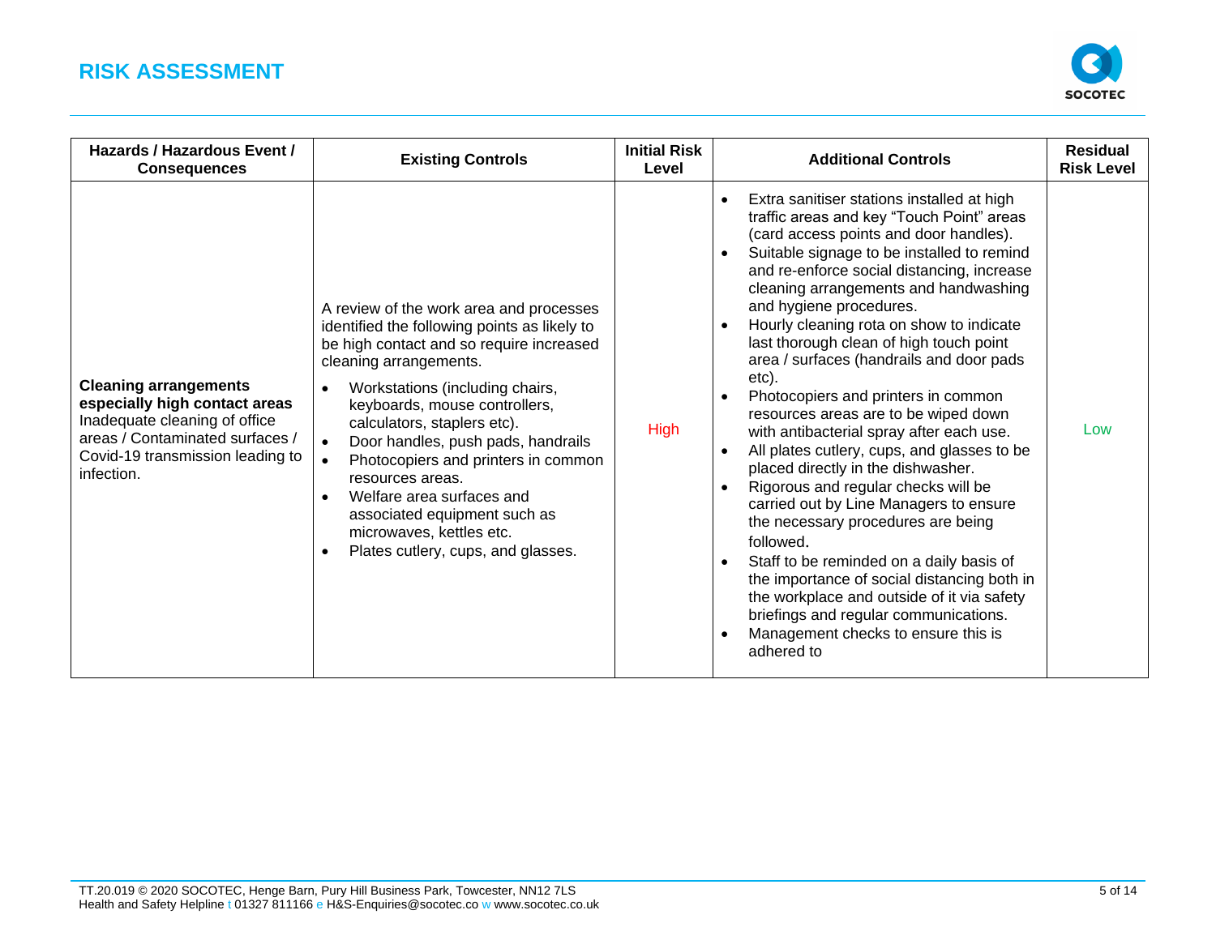| Hazards / Hazardous Event / Consequences | Existing Controls | Initial Risk Level | Additional Controls | Residual Risk Level |
|---|---|---|---|---|
| **Cleaning arrangements especially high contact areas** Inadequate cleaning of office areas / Contaminated surfaces / Covid-19 transmission leading to infection. | A review of the work area and processes identified the following points as likely to be high contact and so require increased cleaning arrangements.<br>• Workstations (including chairs, keyboards, mouse controllers, calculators, staplers etc).<br>• Door handles, push pads, handrails<br>• Photocopiers and printers in common resources areas.<br>• Welfare area surfaces and associated equipment such as microwaves, kettles etc.<br>• Plates cutlery, cups, and glasses. | High | • Extra sanitiser stations installed at high traffic areas and key "Touch Point" areas (card access points and door handles).<br>• Suitable signage to be installed to remind and re-enforce social distancing, increase cleaning arrangements and handwashing and hygiene procedures.<br>• Hourly cleaning rota on show to indicate last thorough clean of high touch point area / surfaces (handrails and door pads etc).<br>• Photocopiers and printers in common resources areas are to be wiped down with antibacterial spray after each use.<br>• All plates cutlery, cups, and glasses to be placed directly in the dishwasher.<br>• Rigorous and regular checks will be carried out by Line Managers to ensure the necessary procedures are being followed.<br>• Staff to be reminded on a daily basis of the importance of social distancing both in the workplace and outside of it via safety briefings and regular communications.<br>• Management checks to ensure this is adhered to | Low |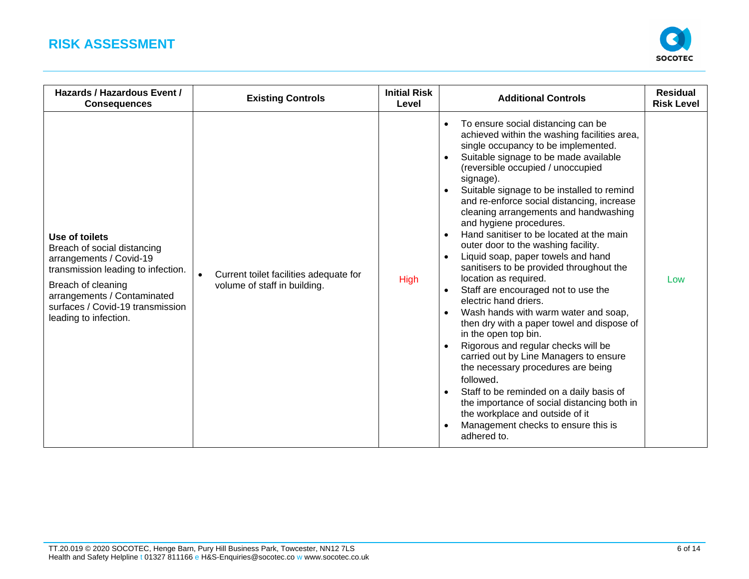# RISK ASSESSMENT

| Hazards / Hazardous Event / Consequences | Existing Controls | Initial Risk Level | Additional Controls | Residual Risk Level |
|---|---|---|---|---|
| **Use of toilets**<br>Breach of social distancing arrangements / Covid-19 transmission leading to infection.<br>Breach of cleaning arrangements / Contaminated surfaces / Covid-19 transmission leading to infection. | • Current toilet facilities adequate for volume of staff in building. | High | • To ensure social distancing can be achieved within the washing facilities area, single occupancy to be implemented.<br>• Suitable signage to be made available (reversible occupied / unoccupied signage).<br>• Suitable signage to be installed to remind and re-enforce social distancing, increase cleaning arrangements and handwashing and hygiene procedures.<br>• Hand sanitiser to be located at the main outer door to the washing facility.<br>• Liquid soap, paper towels and hand sanitisers to be provided throughout the location as required.<br>• Staff are encouraged not to use the electric hand driers.<br>• Wash hands with warm water and soap, then dry with a paper towel and dispose of in the open top bin.<br>• Rigorous and regular checks will be carried out by Line Managers to ensure the necessary procedures are being followed.<br>• Staff to be reminded on a daily basis of the importance of social distancing both in the workplace and outside of it<br>• Management checks to ensure this is adhered to. | Low |

TT.20.019 © 2020 SOCOTEC, Henge Barn, Pury Hill Business Park, Towcester, NN12 7LS
Health and Safety Helpline t 01327 811166 e H&S-Enquiries@socotec.co w www.socotec.co.uk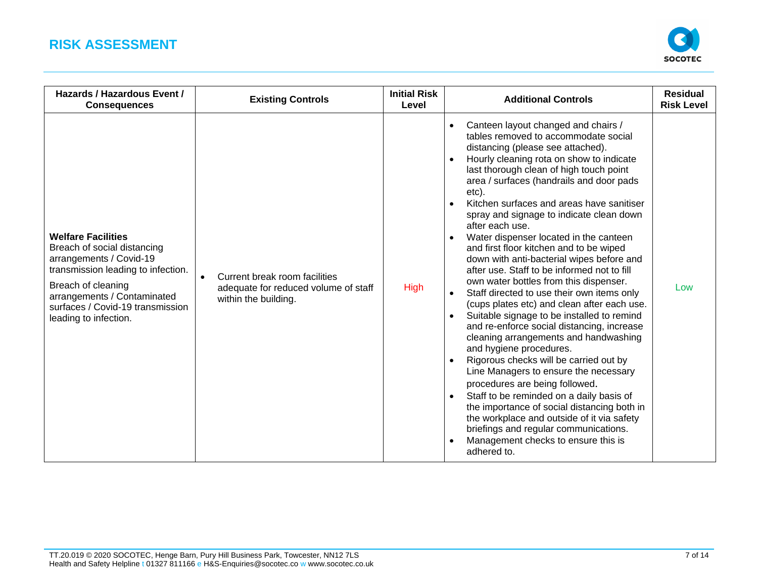# RISK ASSESSMENT

| Hazards / Hazardous Event / Consequences | Existing Controls | Initial Risk Level | Additional Controls | Residual Risk Level |
|---|---|---|---|---|
| **Welfare Facilities**<br>Breach of social distancing arrangements / Covid-19 transmission leading to infection.<br>Breach of cleaning arrangements / Contaminated surfaces / Covid-19 transmission leading to infection. | • Current break room facilities adequate for reduced volume of staff within the building. | High | • Canteen layout changed and chairs / tables removed to accommodate social distancing (please see attached).<br>• Hourly cleaning rota on show to indicate last thorough clean of high touch point area / surfaces (handrails and door pads etc).<br>• Kitchen surfaces and areas have sanitiser spray and signage to indicate clean down after each use.<br>• Water dispenser located in the canteen and first floor kitchen and to be wiped down with anti-bacterial wipes before and after use. Staff to be informed not to fill own water bottles from this dispenser.<br>• Staff directed to use their own items only (cups plates etc) and clean after each use.<br>• Suitable signage to be installed to remind and re-enforce social distancing, increase cleaning arrangements and handwashing and hygiene procedures.<br>• Rigorous checks will be carried out by Line Managers to ensure the necessary procedures are being followed.<br>• Staff to be reminded on a daily basis of the importance of social distancing both in the workplace and outside of it via safety briefings and regular communications.<br>• Management checks to ensure this is adhered to. | Low |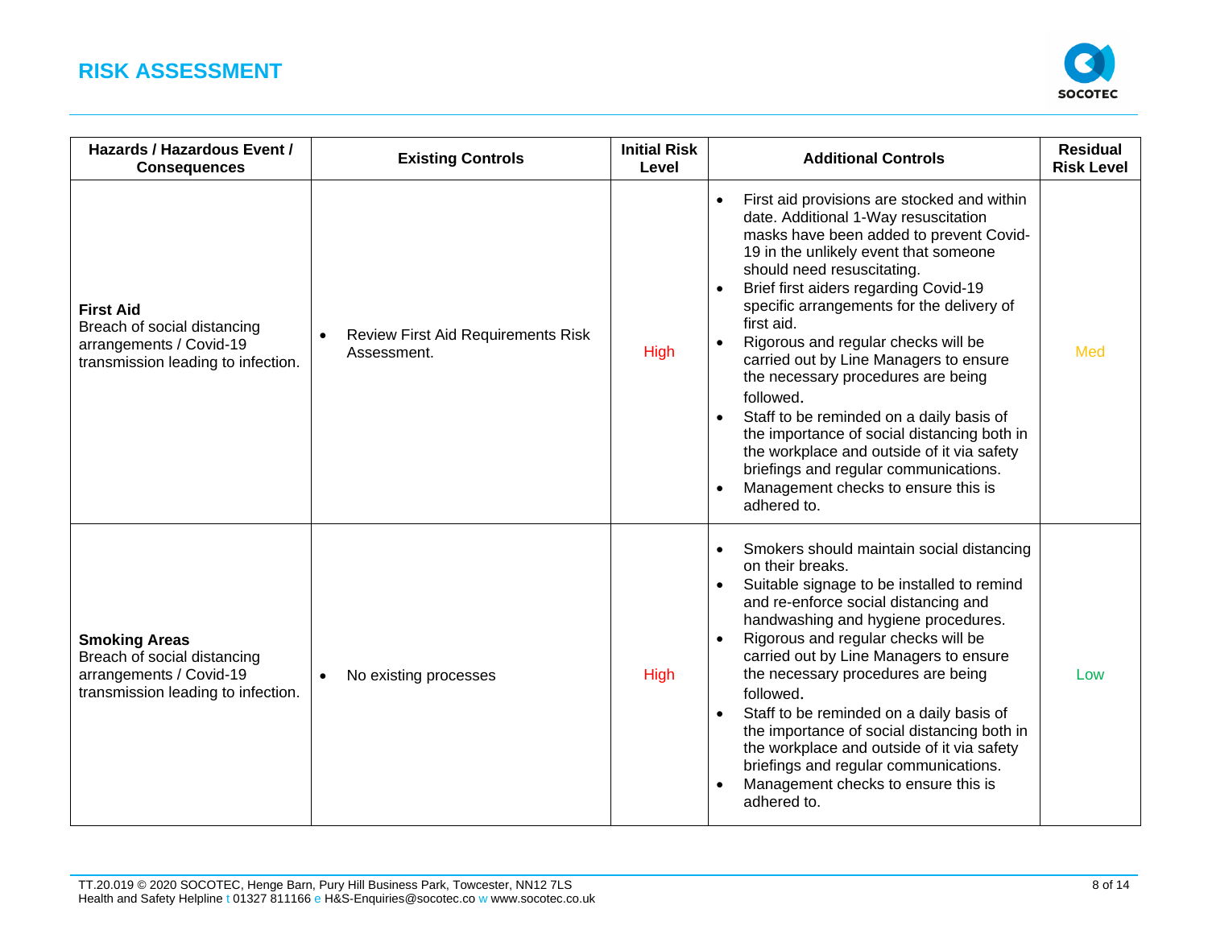| Hazards / Hazardous Event / Consequences | Existing Controls | Initial Risk Level | Additional Controls | Residual Risk Level |
|---|---|---|---|---|
| **First Aid** Breach of social distancing arrangements / Covid-19 transmission leading to infection. | • Review First Aid Requirements Risk Assessment. | High | • First aid provisions are stocked and within date. Additional 1-Way resuscitation masks have been added to prevent Covid-19 in the unlikely event that someone should need resuscitating. <br>• Brief first aiders regarding Covid-19 specific arrangements for the delivery of first aid. <br>• Rigorous and regular checks will be carried out by Line Managers to ensure the necessary procedures are being followed. <br>• Staff to be reminded on a daily basis of the importance of social distancing both in the workplace and outside of it via safety briefings and regular communications. <br>• Management checks to ensure this is adhered to. | Med |
| **Smoking Areas** Breach of social distancing arrangements / Covid-19 transmission leading to infection. | • No existing processes | High | • Smokers should maintain social distancing on their breaks. <br>• Suitable signage to be installed to remind and re-enforce social distancing and handwashing and hygiene procedures. <br>• Rigorous and regular checks will be carried out by Line Managers to ensure the necessary procedures are being followed. <br>• Staff to be reminded on a daily basis of the importance of social distancing both in the workplace and outside of it via safety briefings and regular communications. <br>• Management checks to ensure this is adhered to. | Low |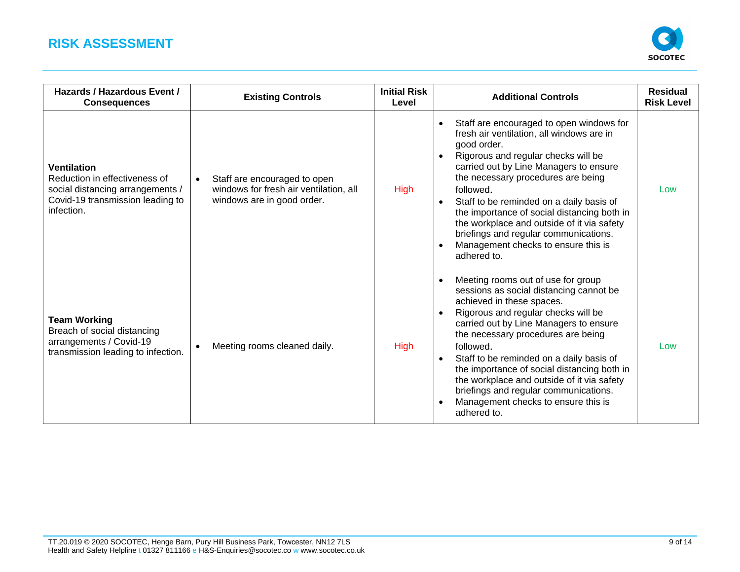# RISK ASSESSMENT

| Hazards / Hazardous Event / Consequences | Existing Controls | Initial Risk Level | Additional Controls | Residual Risk Level |
|---|---|---|---|---|
| **Ventilation**<br>Reduction in effectiveness of social distancing arrangements / Covid-19 transmission leading to infection. | • Staff are encouraged to open windows for fresh air ventilation, all windows are in good order. | High | • Staff are encouraged to open windows for fresh air ventilation, all windows are in good order.<br>• Rigorous and regular checks will be carried out by Line Managers to ensure the necessary procedures are being followed.<br>• Staff to be reminded on a daily basis of the importance of social distancing both in the workplace and outside of it via safety briefings and regular communications.<br>• Management checks to ensure this is adhered to. | Low |
| **Team Working**<br>Breach of social distancing arrangements / Covid-19 transmission leading to infection. | • Meeting rooms cleaned daily. | High | • Meeting rooms out of use for group sessions as social distancing cannot be achieved in these spaces.<br>• Rigorous and regular checks will be carried out by Line Managers to ensure the necessary procedures are being followed.<br>• Staff to be reminded on a daily basis of the importance of social distancing both in the workplace and outside of it via safety briefings and regular communications.<br>• Management checks to ensure this is adhered to. | Low |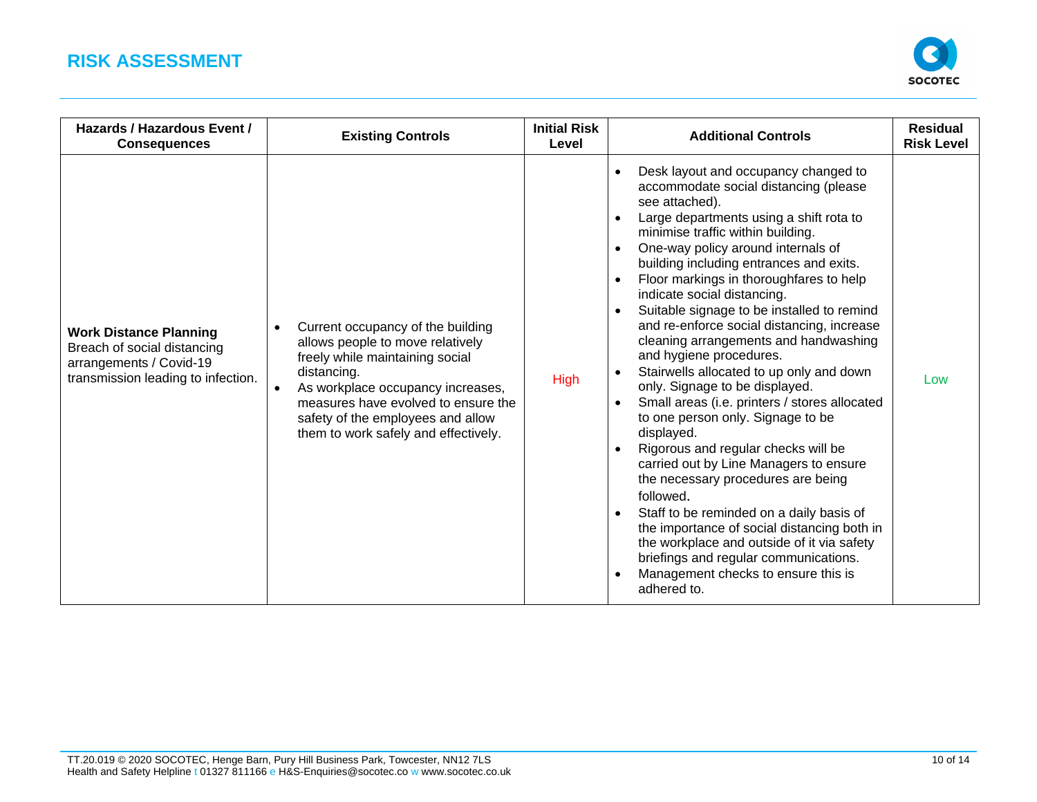## RISK ASSESSMENT

| Hazards / Hazardous Event / Consequences | Existing Controls | Initial Risk Level | Additional Controls | Residual Risk Level |
|---|---|---|---|---|
| **Work Distance Planning** Breach of social distancing arrangements / Covid-19 transmission leading to infection. | • Current occupancy of the building allows people to move relatively freely while maintaining social distancing. <br> • As workplace occupancy increases, measures have evolved to ensure the safety of the employees and allow them to work safely and effectively. | High | • Desk layout and occupancy changed to accommodate social distancing (please see attached). <br> • Large departments using a shift rota to minimise traffic within building. <br> • One-way policy around internals of building including entrances and exits. <br> • Floor markings in thoroughfares to help indicate social distancing. <br> • Suitable signage to be installed to remind and re-enforce social distancing, increase cleaning arrangements and handwashing and hygiene procedures. <br> • Stairwells allocated to up only and down only. Signage to be displayed. <br> • Small areas (i.e. printers / stores allocated to one person only. Signage to be displayed. <br> • Rigorous and regular checks will be carried out by Line Managers to ensure the necessary procedures are being followed. <br> • Staff to be reminded on a daily basis of the importance of social distancing both in the workplace and outside of it via safety briefings and regular communications. <br> • Management checks to ensure this is adhered to. | Low |

TT.20.019 © 2020 SOCOTEC, Henge Barn, Pury Hill Business Park, Towcester, NN12 7LS
Health and Safety Helpline t 01327 811166 e H&S-Enquiries@socotec.co w www.socotec.co.uk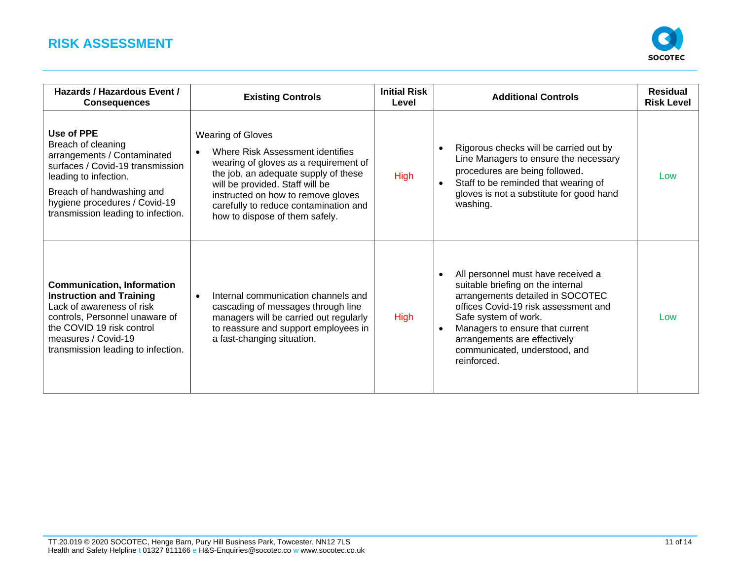# RISK ASSESSMENT

| Hazards / Hazardous Event / Consequences | Existing Controls | Initial Risk Level | Additional Controls | Residual Risk Level |
|---|---|---|---|---|
| **Use of PPE**<br>Breach of cleaning arrangements / Contaminated surfaces / Covid-19 transmission leading to infection.<br>Breach of handwashing and hygiene procedures / Covid-19 transmission leading to infection. | Wearing of Gloves<br>• Where Risk Assessment identifies wearing of gloves as a requirement of the job, an adequate supply of these will be provided. Staff will be instructed on how to remove gloves carefully to reduce contamination and how to dispose of them safely. | High | • Rigorous checks will be carried out by Line Managers to ensure the necessary procedures are being followed.<br>• Staff to be reminded that wearing of gloves is not a substitute for good hand washing. | Low |
| **Communication, Information Instruction and Training**<br>Lack of awareness of risk controls, Personnel unaware of the COVID 19 risk control measures / Covid-19 transmission leading to infection. | • Internal communication channels and cascading of messages through line managers will be carried out regularly to reassure and support employees in a fast-changing situation. | High | • All personnel must have received a suitable briefing on the internal arrangements detailed in SOCOTEC offices Covid-19 risk assessment and Safe system of work.<br>• Managers to ensure that current arrangements are effectively communicated, understood, and reinforced. | Low |

TT.20.019 © 2020 SOCOTEC, Henge Barn, Pury Hill Business Park, Towcester, NN12 7LS
Health and Safety Helpline t 01327 811166 e H&S-Enquiries@socotec.co w www.socotec.co.uk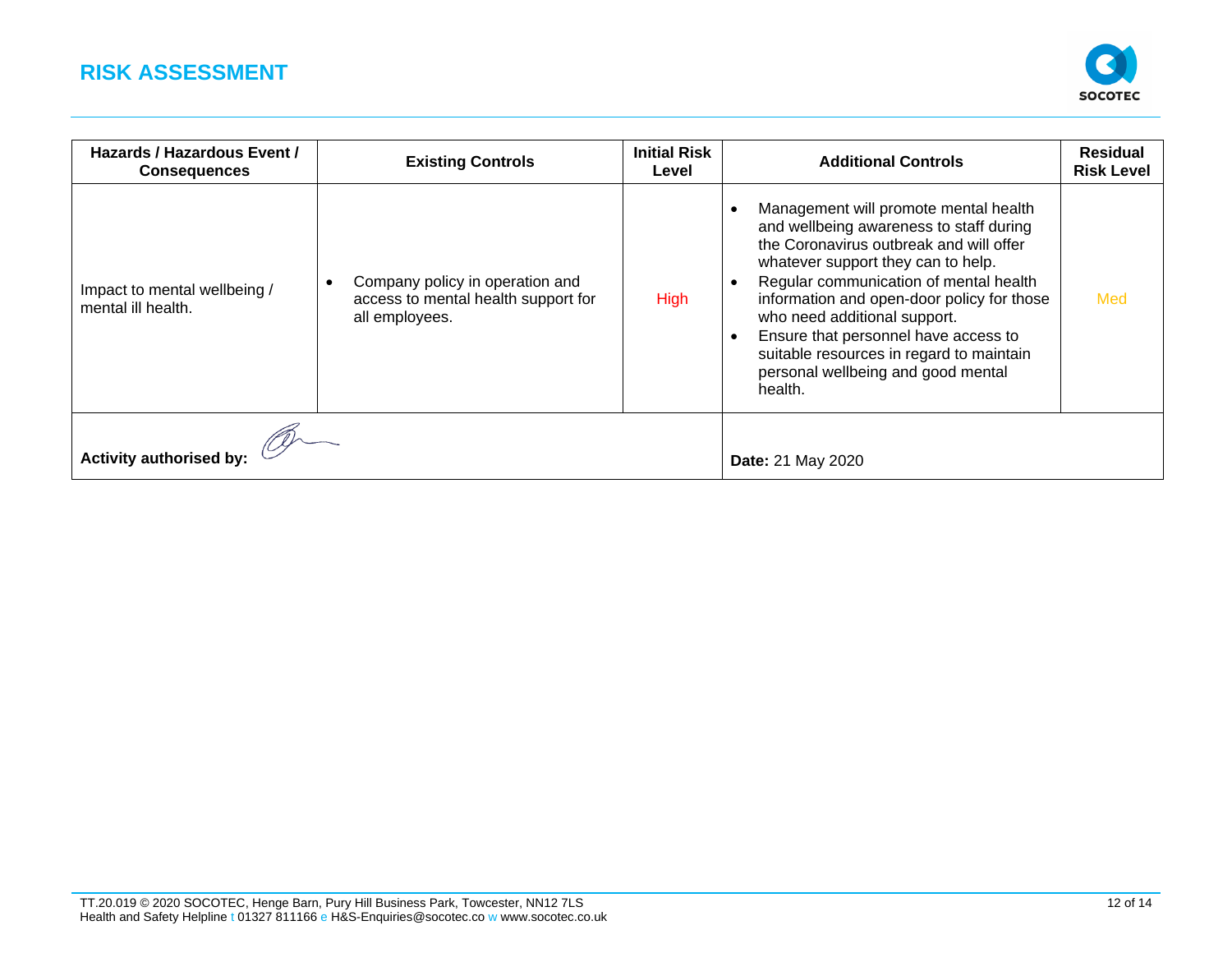# RISK ASSESSMENT

| Hazards / Hazardous Event / Consequences | Existing Controls | Initial Risk Level | Additional Controls | Residual Risk Level |
|---|---|---|---|---|
| Impact to mental wellbeing / mental ill health. | • Company policy in operation and access to mental health support for all employees. | High | • Management will promote mental health and wellbeing awareness to staff during the Coronavirus outbreak and will offer whatever support they can to help.<br>• Regular communication of mental health information and open-door policy for those who need additional support.<br>• Ensure that personnel have access to suitable resources in regard to maintain personal wellbeing and good mental health. | Med |
| **Activity authorised by:** | | | **Date:** 21 May 2020 | |

TT.20.019 © 2020 SOCOTEC, Henge Barn, Pury Hill Business Park, Towcester, NN12 7LS
Health and Safety Helpline t 01327 811166 e H&S-Enquiries@socotec.co w www.socotec.co.uk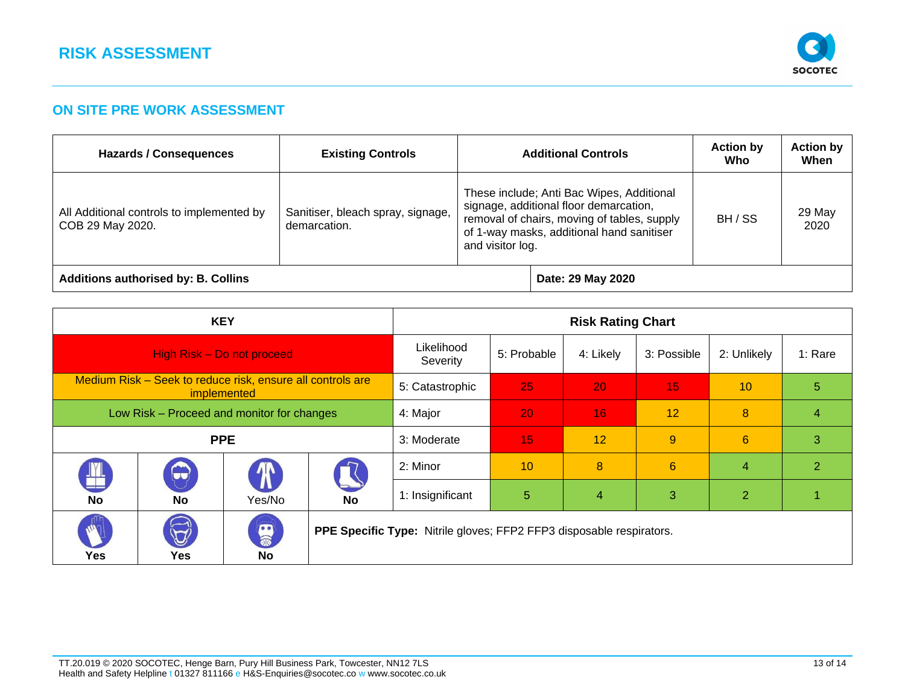## RISK ASSESSMENT

### ON SITE PRE WORK ASSESSMENT

| Hazards / Consequences | Existing Controls | Additional Controls | Action by Who | Action by When |
|---|---|---|---|---|
| All Additional controls to implemented by COB 29 May 2020. | Sanitiser, bleach spray, signage, demarcation. | These include; Anti Bac Wipes, Additional signage, additional floor demarcation, removal of chairs, moving of tables, supply of 1-way masks, additional hand sanitiser and visitor log. | BH / SS | 29 May 2020 |
| **Additions authorised by: B. Collins** | | | **Date: 29 May 2020** | |

| KEY | | | | Risk Rating Chart | | | | | |
|---|---|---|---|---|---|---|---|---|---|
| High Risk – Do not proceed | | | | Likelihood Severity | 5: Probable | 4: Likely | 3: Possible | 2: Unlikely | 1: Rare |
| Medium Risk – Seek to reduce risk, ensure all controls are implemented | | | | 5: Catastrophic | 25 | 20 | 15 | 10 | 5 |
| Low Risk – Proceed and monitor for changes | | | | 4: Major | 20 | 16 | 12 | 8 | 4 |
| **PPE** | | | | 3: Moderate | 15 | 12 | 9 | 6 | 3 |
| **No** | **No** | Yes/No | **No** | 2: Minor | 10 | 8 | 6 | 4 | 2 |
| | | | | 1: Insignificant | 5 | 4 | 3 | 2 | 1 |
| **Yes** | **Yes** | **No** | **PPE Specific Type:** Nitrile gloves; FFP2 FFP3 disposable respirators. | | | | | | |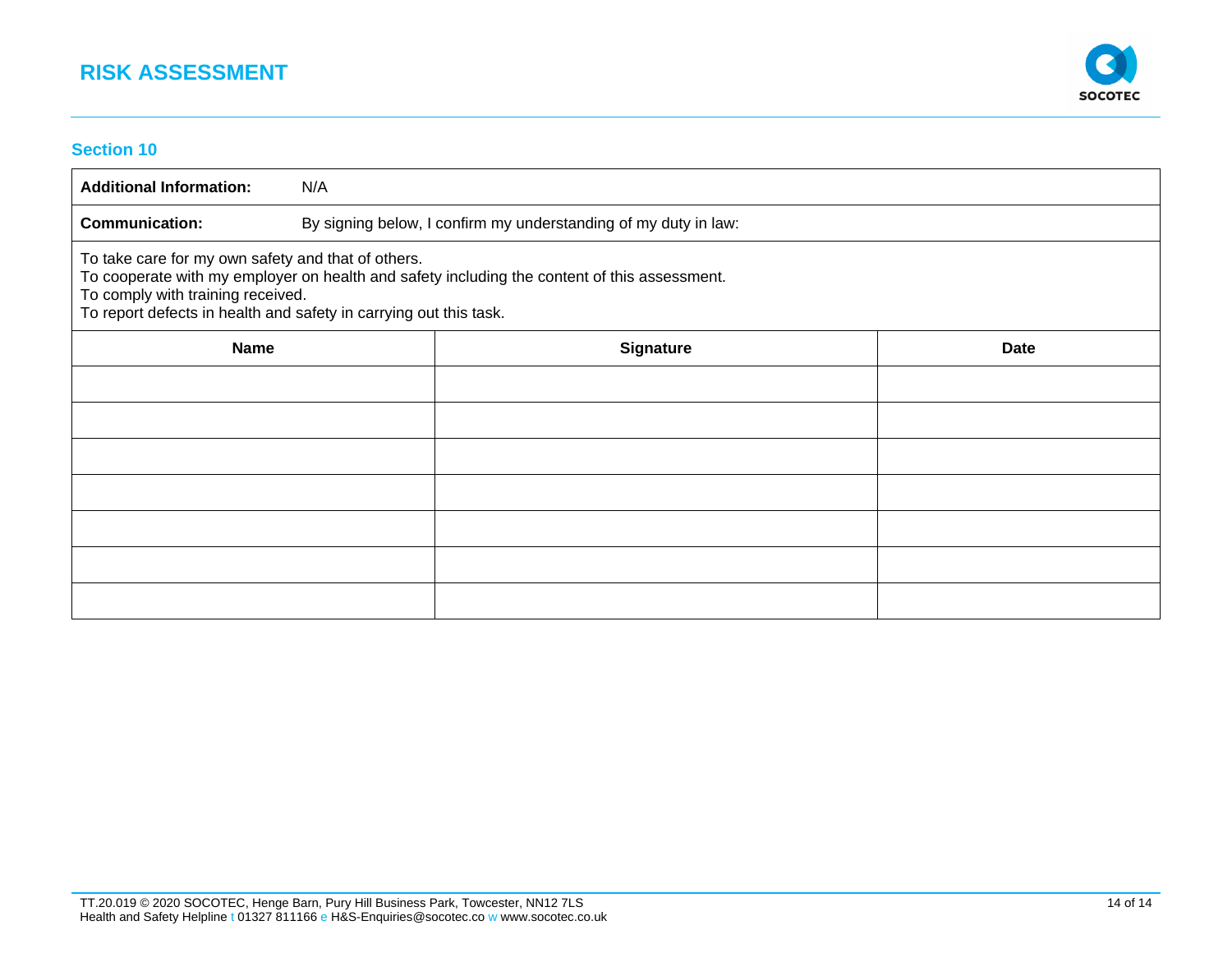## Section 10

| | |
|---|---|
| **Additional Information:** | N/A |
| **Communication:** | By signing below, I confirm my understanding of my duty in law: |

To take care for my own safety and that of others.
To cooperate with my employer on health and safety including the content of this assessment.
To comply with training received.
To report defects in health and safety in carrying out this task.

| Name | Signature | Date |
|---|---|---|
| | | |
| | | |
| | | |
| | | |
| | | |
| | | |
| | | |